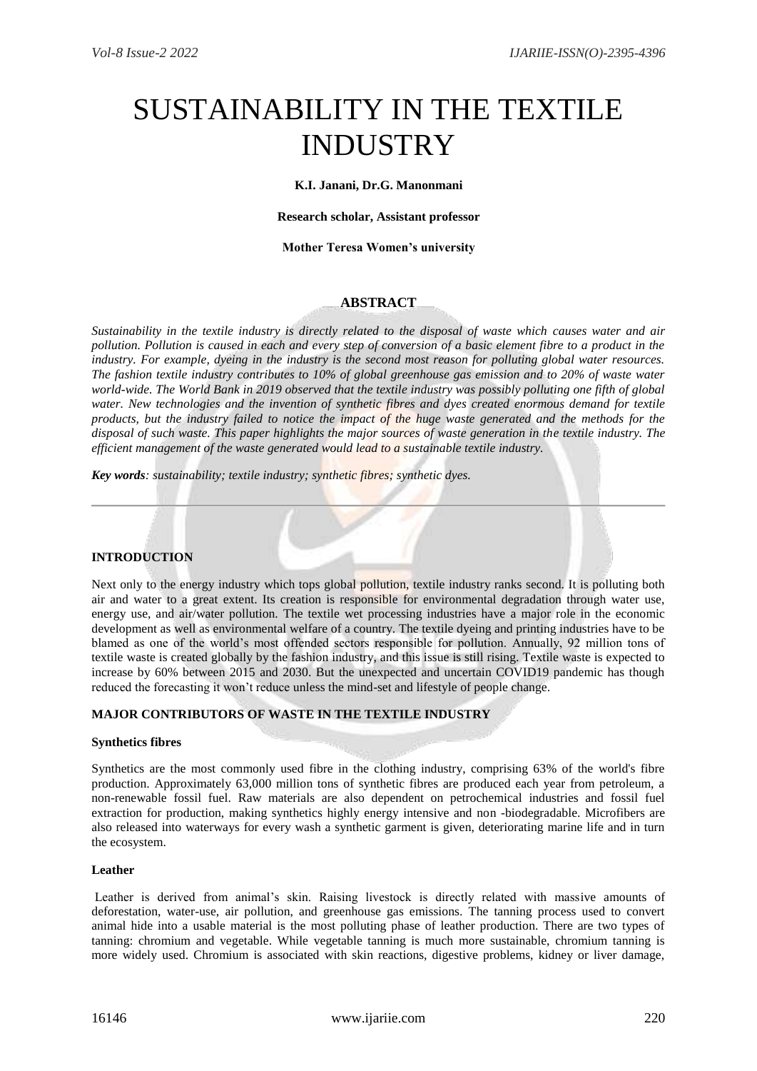# SUSTAINABILITY IN THE TEXTILE INDUSTRY

**K.I. Janani, Dr.G. Manonmani**

**Research scholar, Assistant professor**

**Mother Teresa Women's university**

## ABSTRACT

*Sustainability in the textile industry is directly related to the disposal of waste which causes water and air pollution. Pollution is caused in each and every step of conversion of a basic element fibre to a product in the industry. For example, dyeing in the industry is the second most reason for polluting global water resources. The fashion textile industry contributes to 10% of global greenhouse gas emission and to 20% of waste water world-wide. The World Bank in 2019 observed that the textile industry was possibly polluting one fifth of global water. New technologies and the invention of synthetic fibres and dyes created enormous demand for textile products, but the industry failed to notice the impact of the huge waste generated and the methods for the disposal of such waste. This paper highlights the major sources of waste generation in the textile industry. The efficient management of the waste generated would lead to a sustainable textile industry.*

***Key words**: sustainability; textile industry; synthetic fibres; synthetic dyes.*

## INTRODUCTION

Next only to the energy industry which tops global pollution, textile industry ranks second. It is polluting both air and water to a great extent. Its creation is responsible for environmental degradation through water use, energy use, and air/water pollution. The textile wet processing industries have a major role in the economic development as well as environmental welfare of a country. The textile dyeing and printing industries have to be blamed as one of the world's most offended sectors responsible for pollution. Annually, 92 million tons of textile waste is created globally by the fashion industry, and this issue is still rising. Textile waste is expected to increase by 60% between 2015 and 2030. But the unexpected and uncertain COVID19 pandemic has though reduced the forecasting it won't reduce unless the mind-set and lifestyle of people change.

## MAJOR CONTRIBUTORS OF WASTE IN THE TEXTILE INDUSTRY

### Synthetics fibres

Synthetics are the most commonly used fibre in the clothing industry, comprising 63% of the world's fibre production. Approximately 63,000 million tons of synthetic fibres are produced each year from petroleum, a non-renewable fossil fuel. Raw materials are also dependent on petrochemical industries and fossil fuel extraction for production, making synthetics highly energy intensive and non -biodegradable. Microfibers are also released into waterways for every wash a synthetic garment is given, deteriorating marine life and in turn the ecosystem.

### Leather

Leather is derived from animal's skin. Raising livestock is directly related with massive amounts of deforestation, water-use, air pollution, and greenhouse gas emissions. The tanning process used to convert animal hide into a usable material is the most polluting phase of leather production. There are two types of tanning: chromium and vegetable. While vegetable tanning is much more sustainable, chromium tanning is more widely used. Chromium is associated with skin reactions, digestive problems, kidney or liver damage,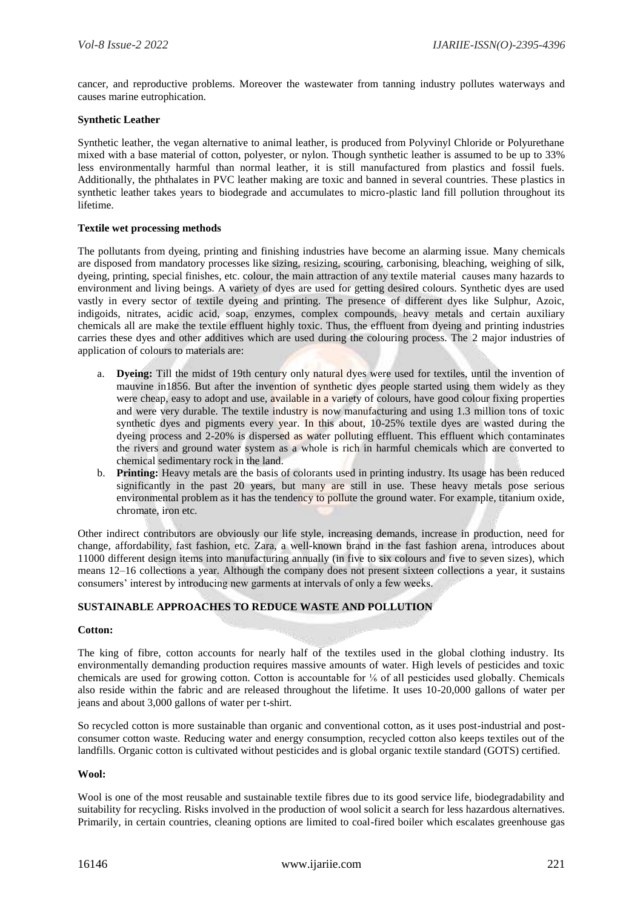cancer, and reproductive problems. Moreover the wastewater from tanning industry pollutes waterways and causes marine eutrophication.

**Synthetic Leather**

Synthetic leather, the vegan alternative to animal leather, is produced from Polyvinyl Chloride or Polyurethane mixed with a base material of cotton, polyester, or nylon. Though synthetic leather is assumed to be up to 33% less environmentally harmful than normal leather, it is still manufactured from plastics and fossil fuels. Additionally, the phthalates in PVC leather making are toxic and banned in several countries. These plastics in synthetic leather takes years to biodegrade and accumulates to micro-plastic land fill pollution throughout its lifetime.

**Textile wet processing methods**

The pollutants from dyeing, printing and finishing industries have become an alarming issue. Many chemicals are disposed from mandatory processes like sizing, resizing, scouring, carbonising, bleaching, weighing of silk, dyeing, printing, special finishes, etc. colour, the main attraction of any textile material causes many hazards to environment and living beings. A variety of dyes are used for getting desired colours. Synthetic dyes are used vastly in every sector of textile dyeing and printing. The presence of different dyes like Sulphur, Azoic, indigoids, nitrates, acidic acid, soap, enzymes, complex compounds, heavy metals and certain auxiliary chemicals all are make the textile effluent highly toxic. Thus, the effluent from dyeing and printing industries carries these dyes and other additives which are used during the colouring process. The 2 major industries of application of colours to materials are:

a. **Dyeing:** Till the midst of 19th century only natural dyes were used for textiles, until the invention of mauvine in1856. But after the invention of synthetic dyes people started using them widely as they were cheap, easy to adopt and use, available in a variety of colours, have good colour fixing properties and were very durable. The textile industry is now manufacturing and using 1.3 million tons of toxic synthetic dyes and pigments every year. In this about, 10-25% textile dyes are wasted during the dyeing process and 2-20% is dispersed as water polluting effluent. This effluent which contaminates the rivers and ground water system as a whole is rich in harmful chemicals which are converted to chemical sedimentary rock in the land.
b. **Printing:** Heavy metals are the basis of colorants used in printing industry. Its usage has been reduced significantly in the past 20 years, but many are still in use. These heavy metals pose serious environmental problem as it has the tendency to pollute the ground water. For example, titanium oxide, chromate, iron etc.

Other indirect contributors are obviously our life style, increasing demands, increase in production, need for change, affordability, fast fashion, etc. Zara, a well-known brand in the fast fashion arena, introduces about 11000 different design items into manufacturing annually (in five to six colours and five to seven sizes), which means 12–16 collections a year. Although the company does not present sixteen collections a year, it sustains consumers' interest by introducing new garments at intervals of only a few weeks.

## SUSTAINABLE APPROACHES TO REDUCE WASTE AND POLLUTION

**Cotton:**

The king of fibre, cotton accounts for nearly half of the textiles used in the global clothing industry. Its environmentally demanding production requires massive amounts of water. High levels of pesticides and toxic chemicals are used for growing cotton. Cotton is accountable for ⅙ of all pesticides used globally. Chemicals also reside within the fabric and are released throughout the lifetime. It uses 10-20,000 gallons of water per jeans and about 3,000 gallons of water per t-shirt.

So recycled cotton is more sustainable than organic and conventional cotton, as it uses post-industrial and post-consumer cotton waste. Reducing water and energy consumption, recycled cotton also keeps textiles out of the landfills. Organic cotton is cultivated without pesticides and is global organic textile standard (GOTS) certified.

**Wool:**

Wool is one of the most reusable and sustainable textile fibres due to its good service life, biodegradability and suitability for recycling. Risks involved in the production of wool solicit a search for less hazardous alternatives. Primarily, in certain countries, cleaning options are limited to coal-fired boiler which escalates greenhouse gas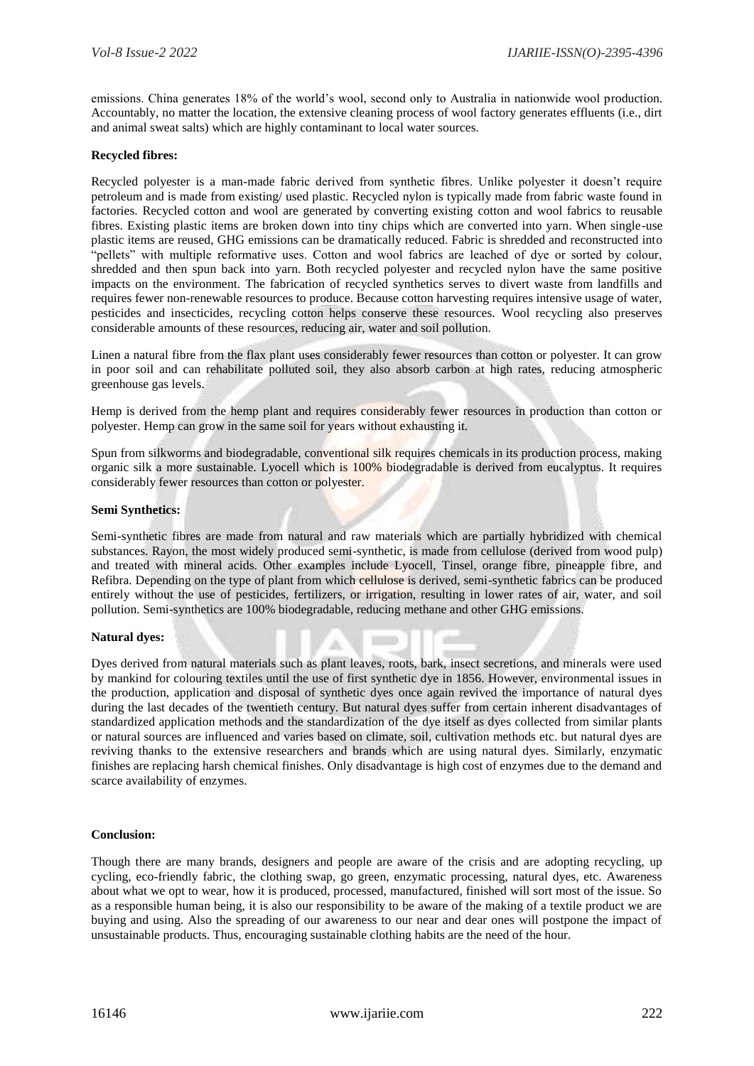emissions. China generates 18% of the world's wool, second only to Australia in nationwide wool production. Accountably, no matter the location, the extensive cleaning process of wool factory generates effluents (i.e., dirt and animal sweat salts) which are highly contaminant to local water sources.

**Recycled fibres:**

Recycled polyester is a man-made fabric derived from synthetic fibres. Unlike polyester it doesn't require petroleum and is made from existing/ used plastic. Recycled nylon is typically made from fabric waste found in factories. Recycled cotton and wool are generated by converting existing cotton and wool fabrics to reusable fibres. Existing plastic items are broken down into tiny chips which are converted into yarn. When single-use plastic items are reused, GHG emissions can be dramatically reduced. Fabric is shredded and reconstructed into "pellets" with multiple reformative uses. Cotton and wool fabrics are leached of dye or sorted by colour, shredded and then spun back into yarn. Both recycled polyester and recycled nylon have the same positive impacts on the environment. The fabrication of recycled synthetics serves to divert waste from landfills and requires fewer non-renewable resources to produce. Because cotton harvesting requires intensive usage of water, pesticides and insecticides, recycling cotton helps conserve these resources. Wool recycling also preserves considerable amounts of these resources, reducing air, water and soil pollution.

Linen a natural fibre from the flax plant uses considerably fewer resources than cotton or polyester. It can grow in poor soil and can rehabilitate polluted soil, they also absorb carbon at high rates, reducing atmospheric greenhouse gas levels.

Hemp is derived from the hemp plant and requires considerably fewer resources in production than cotton or polyester. Hemp can grow in the same soil for years without exhausting it.

Spun from silkworms and biodegradable, conventional silk requires chemicals in its production process, making organic silk a more sustainable. Lyocell which is 100% biodegradable is derived from eucalyptus. It requires considerably fewer resources than cotton or polyester.

**Semi Synthetics:**

Semi-synthetic fibres are made from natural and raw materials which are partially hybridized with chemical substances. Rayon, the most widely produced semi-synthetic, is made from cellulose (derived from wood pulp) and treated with mineral acids. Other examples include Lyocell, Tinsel, orange fibre, pineapple fibre, and Refibra. Depending on the type of plant from which cellulose is derived, semi-synthetic fabrics can be produced entirely without the use of pesticides, fertilizers, or irrigation, resulting in lower rates of air, water, and soil pollution. Semi-synthetics are 100% biodegradable, reducing methane and other GHG emissions.

**Natural dyes:**

Dyes derived from natural materials such as plant leaves, roots, bark, insect secretions, and minerals were used by mankind for colouring textiles until the use of first synthetic dye in 1856. However, environmental issues in the production, application and disposal of synthetic dyes once again revived the importance of natural dyes during the last decades of the twentieth century. But natural dyes suffer from certain inherent disadvantages of standardized application methods and the standardization of the dye itself as dyes collected from similar plants or natural sources are influenced and varies based on climate, soil, cultivation methods etc. but natural dyes are reviving thanks to the extensive researchers and brands which are using natural dyes. Similarly, enzymatic finishes are replacing harsh chemical finishes. Only disadvantage is high cost of enzymes due to the demand and scarce availability of enzymes.

**Conclusion:**

Though there are many brands, designers and people are aware of the crisis and are adopting recycling, up cycling, eco-friendly fabric, the clothing swap, go green, enzymatic processing, natural dyes, etc. Awareness about what we opt to wear, how it is produced, processed, manufactured, finished will sort most of the issue. So as a responsible human being, it is also our responsibility to be aware of the making of a textile product we are buying and using. Also the spreading of our awareness to our near and dear ones will postpone the impact of unsustainable products. Thus, encouraging sustainable clothing habits are the need of the hour.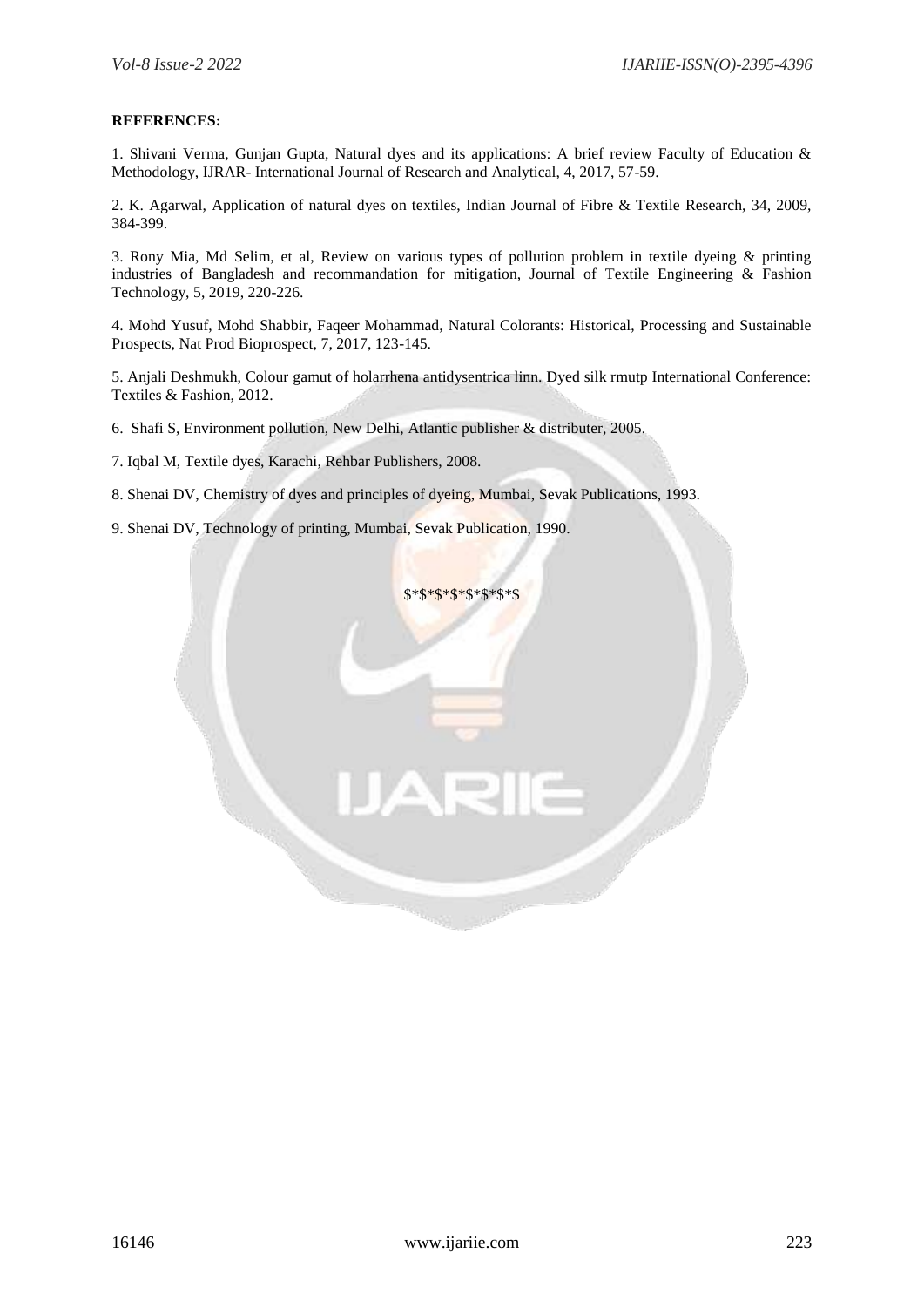**REFERENCES:**

1. Shivani Verma, Gunjan Gupta, Natural dyes and its applications: A brief review Faculty of Education & Methodology, IJRAR- International Journal of Research and Analytical, 4, 2017, 57-59.

2. K. Agarwal, Application of natural dyes on textiles, Indian Journal of Fibre & Textile Research, 34, 2009, 384-399.

3. Rony Mia, Md Selim, et al, Review on various types of pollution problem in textile dyeing & printing industries of Bangladesh and recommandation for mitigation, Journal of Textile Engineering & Fashion Technology, 5, 2019, 220-226.

4. Mohd Yusuf, Mohd Shabbir, Faqeer Mohammad, Natural Colorants: Historical, Processing and Sustainable Prospects, Nat Prod Bioprospect, 7, 2017, 123-145.

5. Anjali Deshmukh, Colour gamut of holarrhena antidysentrica linn. Dyed silk rmutp International Conference: Textiles & Fashion, 2012.

6. Shafi S, Environment pollution, New Delhi, Atlantic publisher & distributer, 2005.

7. Iqbal M, Textile dyes, Karachi, Rehbar Publishers, 2008.

8. Shenai DV, Chemistry of dyes and principles of dyeing, Mumbai, Sevak Publications, 1993.

9. Shenai DV, Technology of printing, Mumbai, Sevak Publication, 1990.

$*$*$*$*$*$*$*$